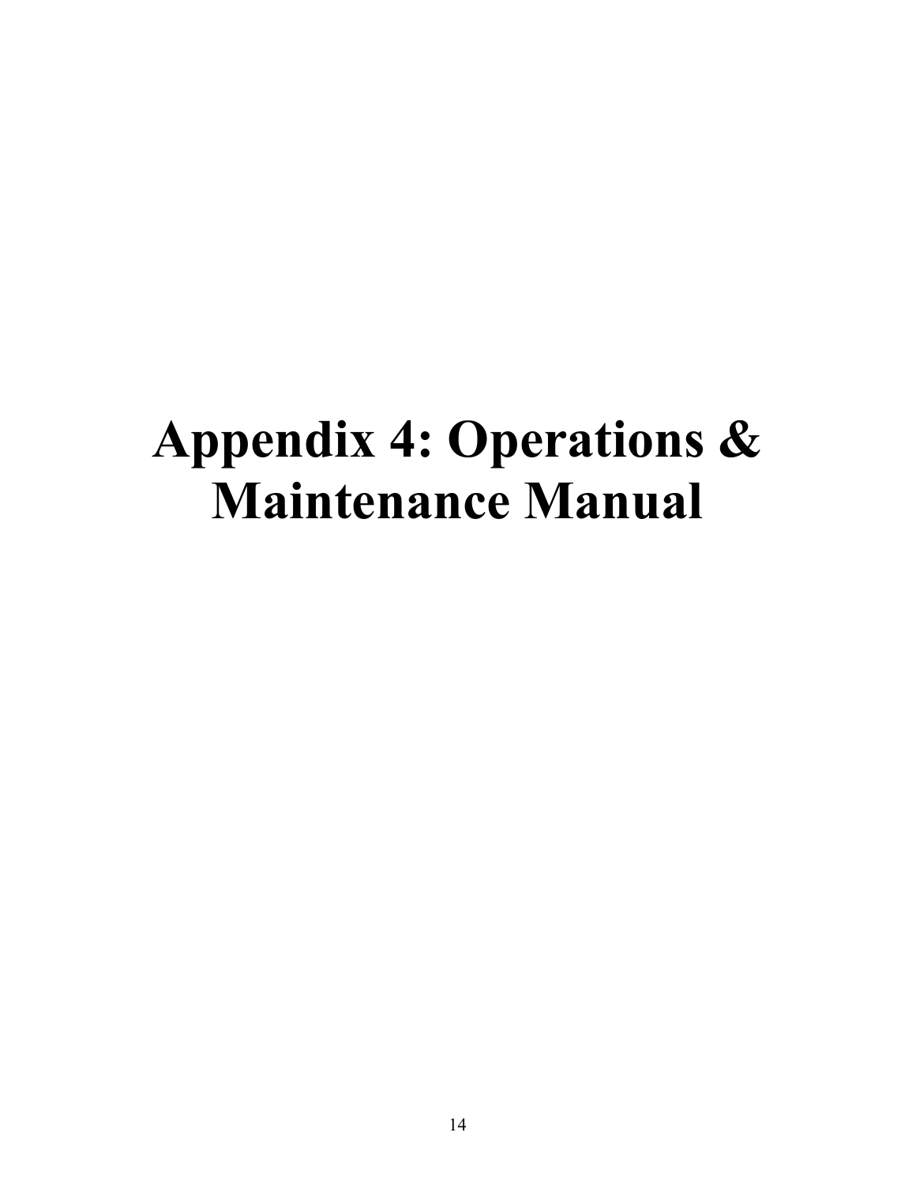# Appendix 4: Operations & Maintenance Manual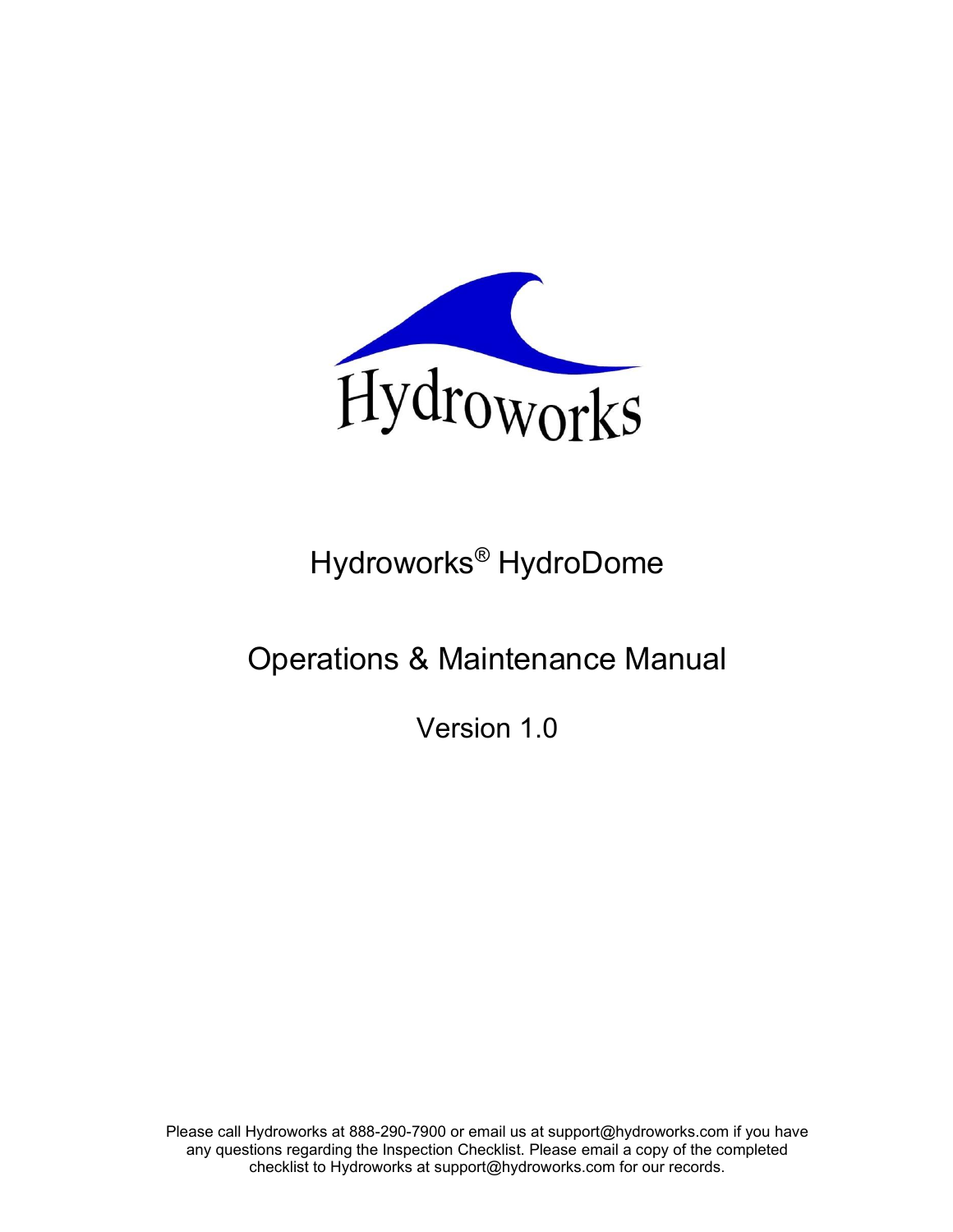Hydroworks

Hydroworks® HydroDome

Operations & Maintenance Manual

Version 1.0

Please call Hydroworks at 888-290-7900 or email us at support@hydroworks.com if you have any questions regarding the Inspection Checklist. Please email a copy of the completed checklist to Hydroworks at support@hydroworks.com for our records.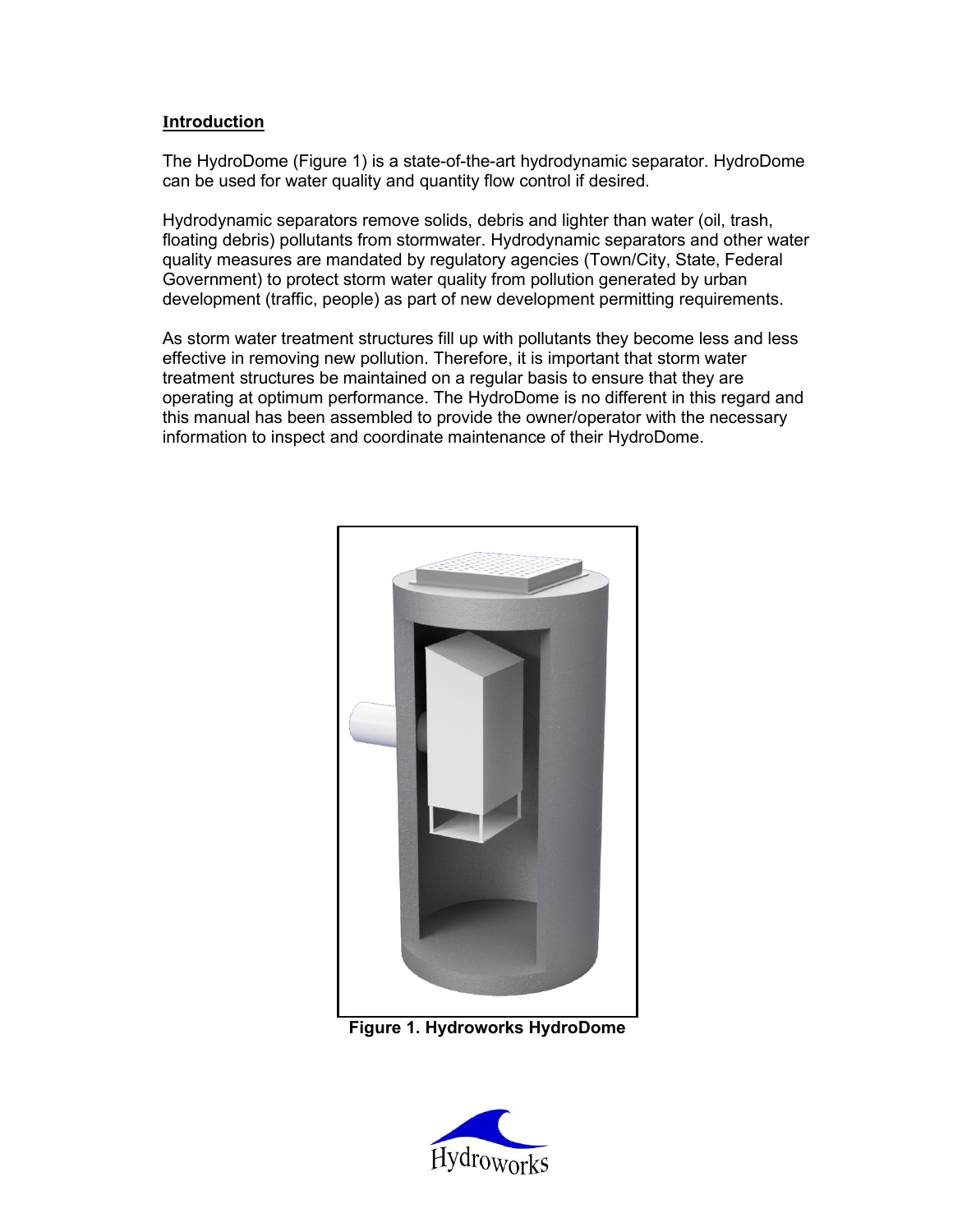## Introduction

The HydroDome (Figure 1) is a state-of-the-art hydrodynamic separator. HydroDome can be used for water quality and quantity flow control if desired.

Hydrodynamic separators remove solids, debris and lighter than water (oil, trash, floating debris) pollutants from stormwater. Hydrodynamic separators and other water quality measures are mandated by regulatory agencies (Town/City, State, Federal Government) to protect storm water quality from pollution generated by urban development (traffic, people) as part of new development permitting requirements.

As storm water treatment structures fill up with pollutants they become less and less effective in removing new pollution. Therefore, it is important that storm water treatment structures be maintained on a regular basis to ensure that they are operating at optimum performance. The HydroDome is no different in this regard and this manual has been assembled to provide the owner/operator with the necessary information to inspect and coordinate maintenance of their HydroDome.

**Figure 1. Hydroworks HydroDome**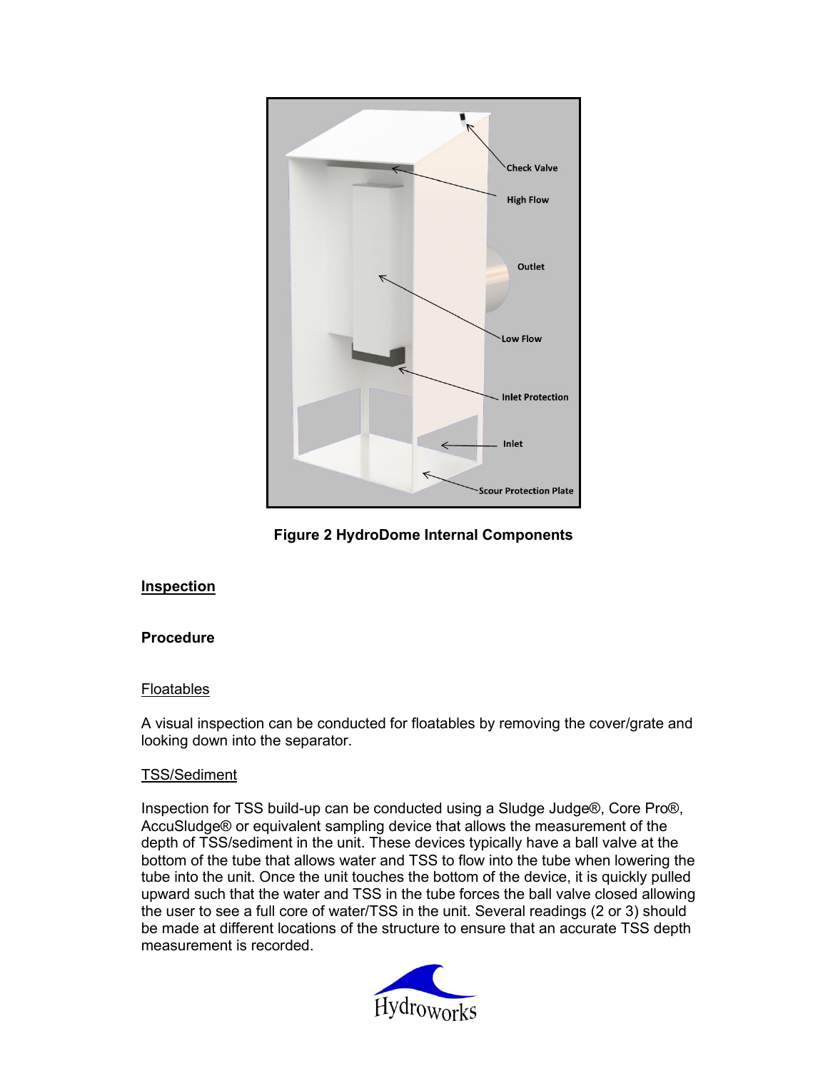Figure 2 HydroDome Internal Components

## Inspection

### Procedure

Floatables

A visual inspection can be conducted for floatables by removing the cover/grate and looking down into the separator.

TSS/Sediment

Inspection for TSS build-up can be conducted using a Sludge Judge®, Core Pro®, AccuSludge® or equivalent sampling device that allows the measurement of the depth of TSS/sediment in the unit. These devices typically have a ball valve at the bottom of the tube that allows water and TSS to flow into the tube when lowering the tube into the unit. Once the unit touches the bottom of the device, it is quickly pulled upward such that the water and TSS in the tube forces the ball valve closed allowing the user to see a full core of water/TSS in the unit. Several readings (2 or 3) should be made at different locations of the structure to ensure that an accurate TSS depth measurement is recorded.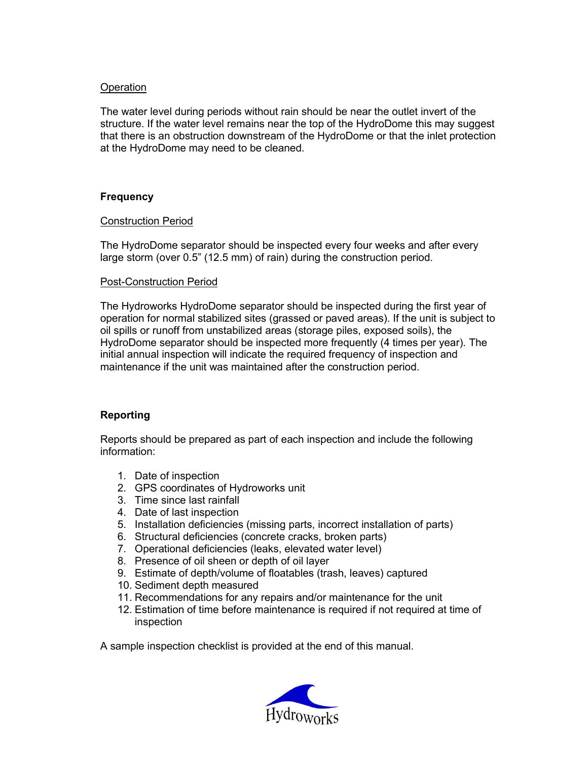Operation

The water level during periods without rain should be near the outlet invert of the structure. If the water level remains near the top of the HydroDome this may suggest that there is an obstruction downstream of the HydroDome or that the inlet protection at the HydroDome may need to be cleaned.

## Frequency

Construction Period

The HydroDome separator should be inspected every four weeks and after every large storm (over 0.5" (12.5 mm) of rain) during the construction period.

Post-Construction Period

The Hydroworks HydroDome separator should be inspected during the first year of operation for normal stabilized sites (grassed or paved areas). If the unit is subject to oil spills or runoff from unstabilized areas (storage piles, exposed soils), the HydroDome separator should be inspected more frequently (4 times per year). The initial annual inspection will indicate the required frequency of inspection and maintenance if the unit was maintained after the construction period.

## Reporting

Reports should be prepared as part of each inspection and include the following information:

1. Date of inspection
2. GPS coordinates of Hydroworks unit
3. Time since last rainfall
4. Date of last inspection
5. Installation deficiencies (missing parts, incorrect installation of parts)
6. Structural deficiencies (concrete cracks, broken parts)
7. Operational deficiencies (leaks, elevated water level)
8. Presence of oil sheen or depth of oil layer
9. Estimate of depth/volume of floatables (trash, leaves) captured
10. Sediment depth measured
11. Recommendations for any repairs and/or maintenance for the unit
12. Estimation of time before maintenance is required if not required at time of inspection

A sample inspection checklist is provided at the end of this manual.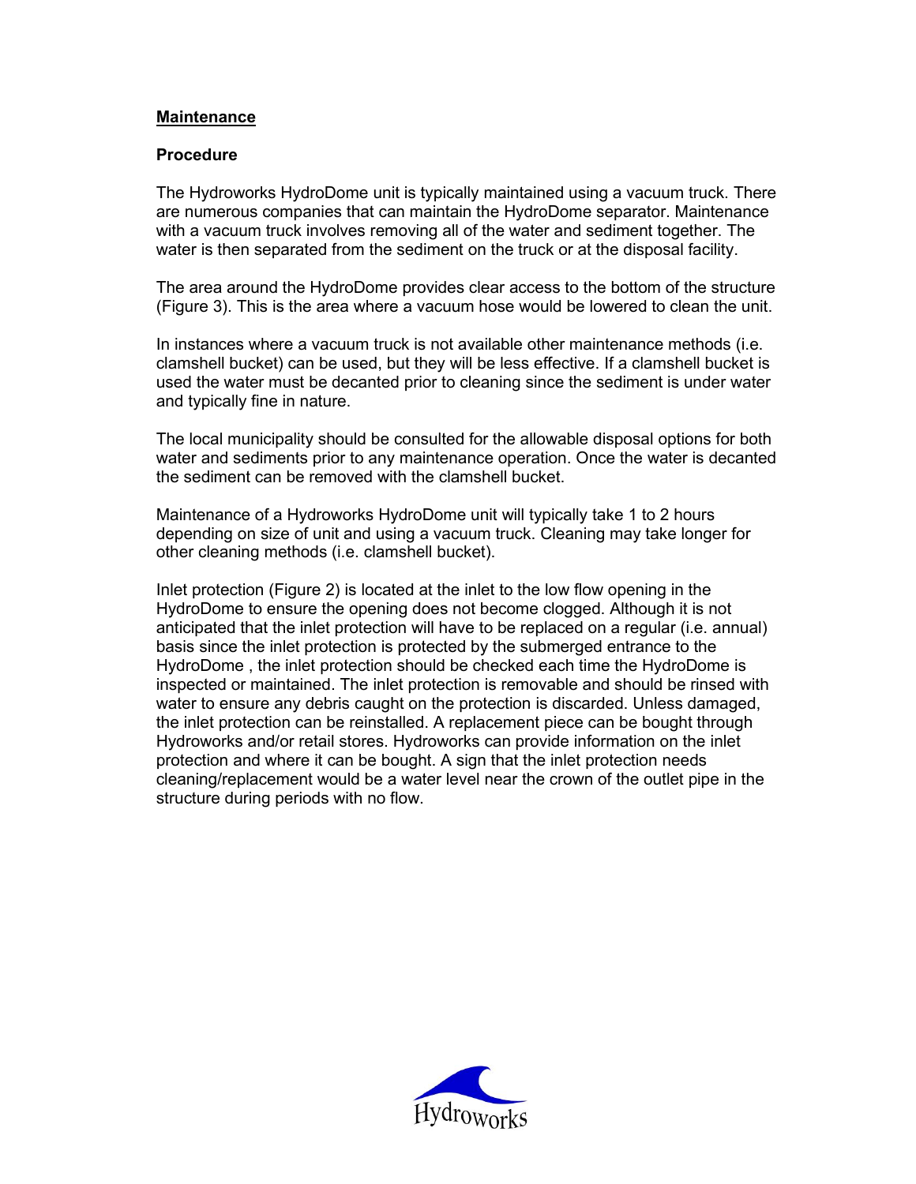## <u>Maintenance</u>

### Procedure

The Hydroworks HydroDome unit is typically maintained using a vacuum truck. There are numerous companies that can maintain the HydroDome separator. Maintenance with a vacuum truck involves removing all of the water and sediment together. The water is then separated from the sediment on the truck or at the disposal facility.

The area around the HydroDome provides clear access to the bottom of the structure (Figure 3). This is the area where a vacuum hose would be lowered to clean the unit.

In instances where a vacuum truck is not available other maintenance methods (i.e. clamshell bucket) can be used, but they will be less effective. If a clamshell bucket is used the water must be decanted prior to cleaning since the sediment is under water and typically fine in nature.

The local municipality should be consulted for the allowable disposal options for both water and sediments prior to any maintenance operation. Once the water is decanted the sediment can be removed with the clamshell bucket.

Maintenance of a Hydroworks HydroDome unit will typically take 1 to 2 hours depending on size of unit and using a vacuum truck. Cleaning may take longer for other cleaning methods (i.e. clamshell bucket).

Inlet protection (Figure 2) is located at the inlet to the low flow opening in the HydroDome to ensure the opening does not become clogged. Although it is not anticipated that the inlet protection will have to be replaced on a regular (i.e. annual) basis since the inlet protection is protected by the submerged entrance to the HydroDome , the inlet protection should be checked each time the HydroDome is inspected or maintained. The inlet protection is removable and should be rinsed with water to ensure any debris caught on the protection is discarded. Unless damaged, the inlet protection can be reinstalled. A replacement piece can be bought through Hydroworks and/or retail stores. Hydroworks can provide information on the inlet protection and where it can be bought. A sign that the inlet protection needs cleaning/replacement would be a water level near the crown of the outlet pipe in the structure during periods with no flow.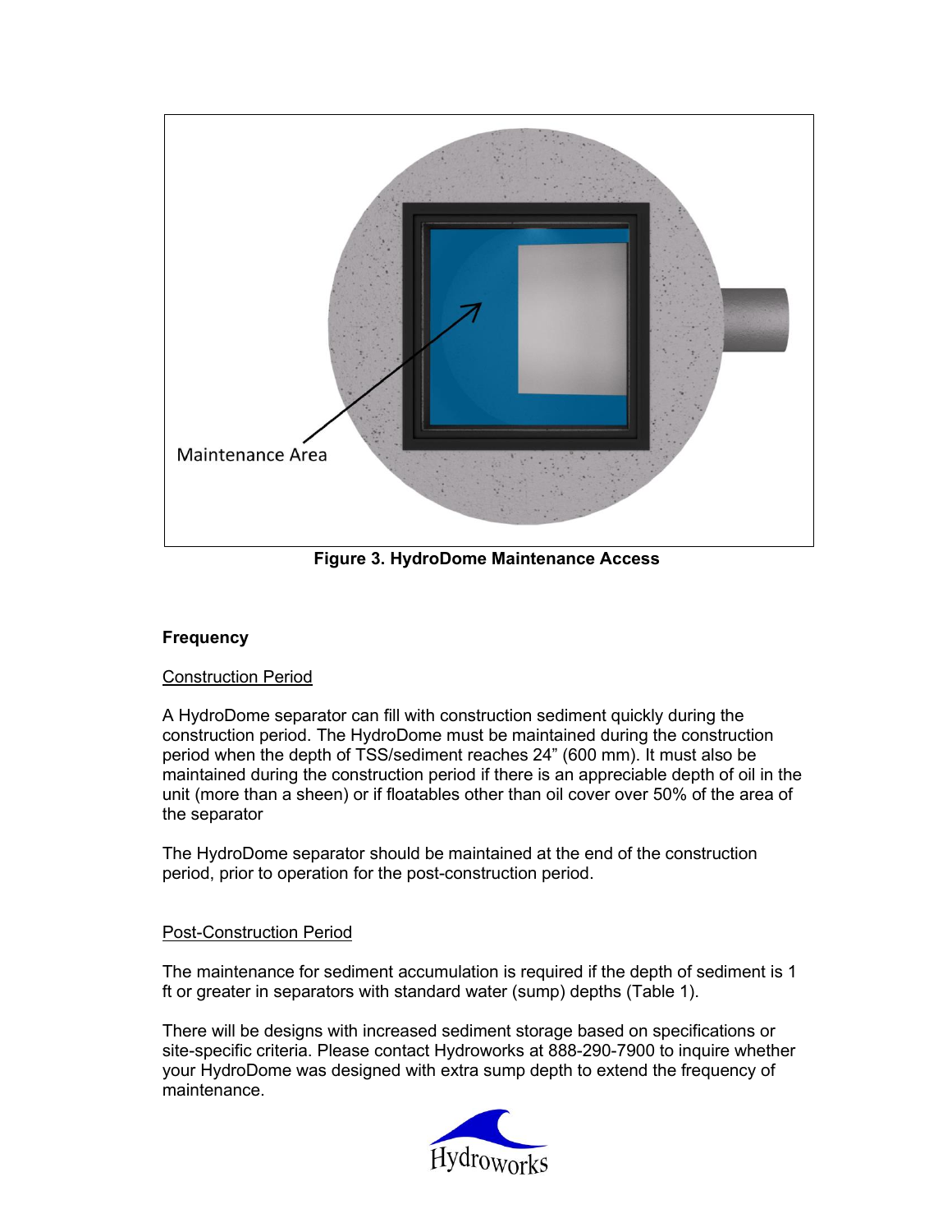Maintenance Area

**Figure 3. HydroDome Maintenance Access**

**Frequency**

Construction Period

A HydroDome separator can fill with construction sediment quickly during the construction period. The HydroDome must be maintained during the construction period when the depth of TSS/sediment reaches 24” (600 mm). It must also be maintained during the construction period if there is an appreciable depth of oil in the unit (more than a sheen) or if floatables other than oil cover over 50% of the area of the separator

The HydroDome separator should be maintained at the end of the construction period, prior to operation for the post-construction period.

Post-Construction Period

The maintenance for sediment accumulation is required if the depth of sediment is 1 ft or greater in separators with standard water (sump) depths (Table 1).

There will be designs with increased sediment storage based on specifications or site-specific criteria. Please contact Hydroworks at 888-290-7900 to inquire whether your HydroDome was designed with extra sump depth to extend the frequency of maintenance.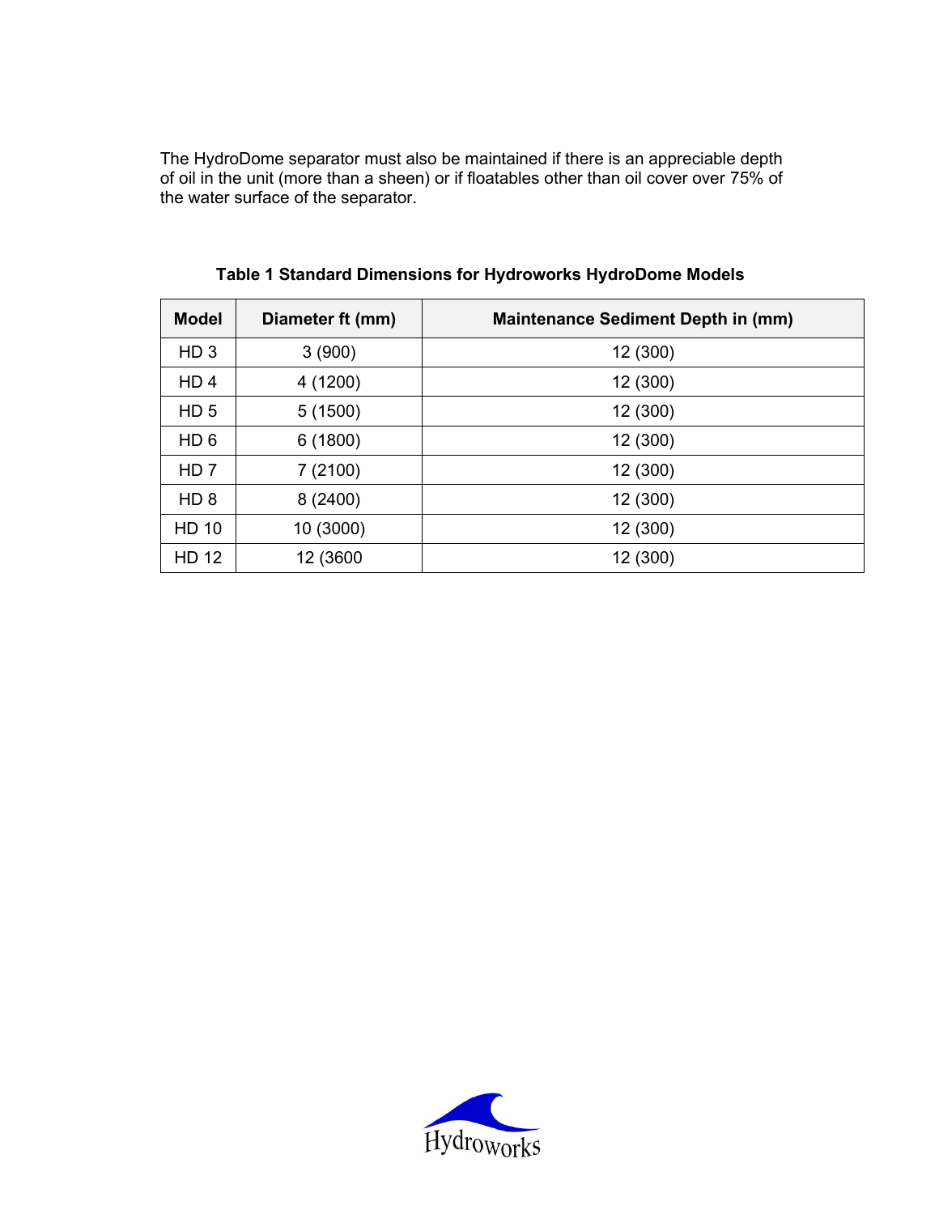The HydroDome separator must also be maintained if there is an appreciable depth of oil in the unit (more than a sheen) or if floatables other than oil cover over 75% of the water surface of the separator.

**Table 1 Standard Dimensions for Hydroworks HydroDome Models**

| Model | Diameter ft (mm) | Maintenance Sediment Depth in (mm) |
|---|---|---|
| HD 3 | 3 (900) | 12 (300) |
| HD 4 | 4 (1200) | 12 (300) |
| HD 5 | 5 (1500) | 12 (300) |
| HD 6 | 6 (1800) | 12 (300) |
| HD 7 | 7 (2100) | 12 (300) |
| HD 8 | 8 (2400) | 12 (300) |
| HD 10 | 10 (3000) | 12 (300) |
| HD 12 | 12 (3600 | 12 (300) |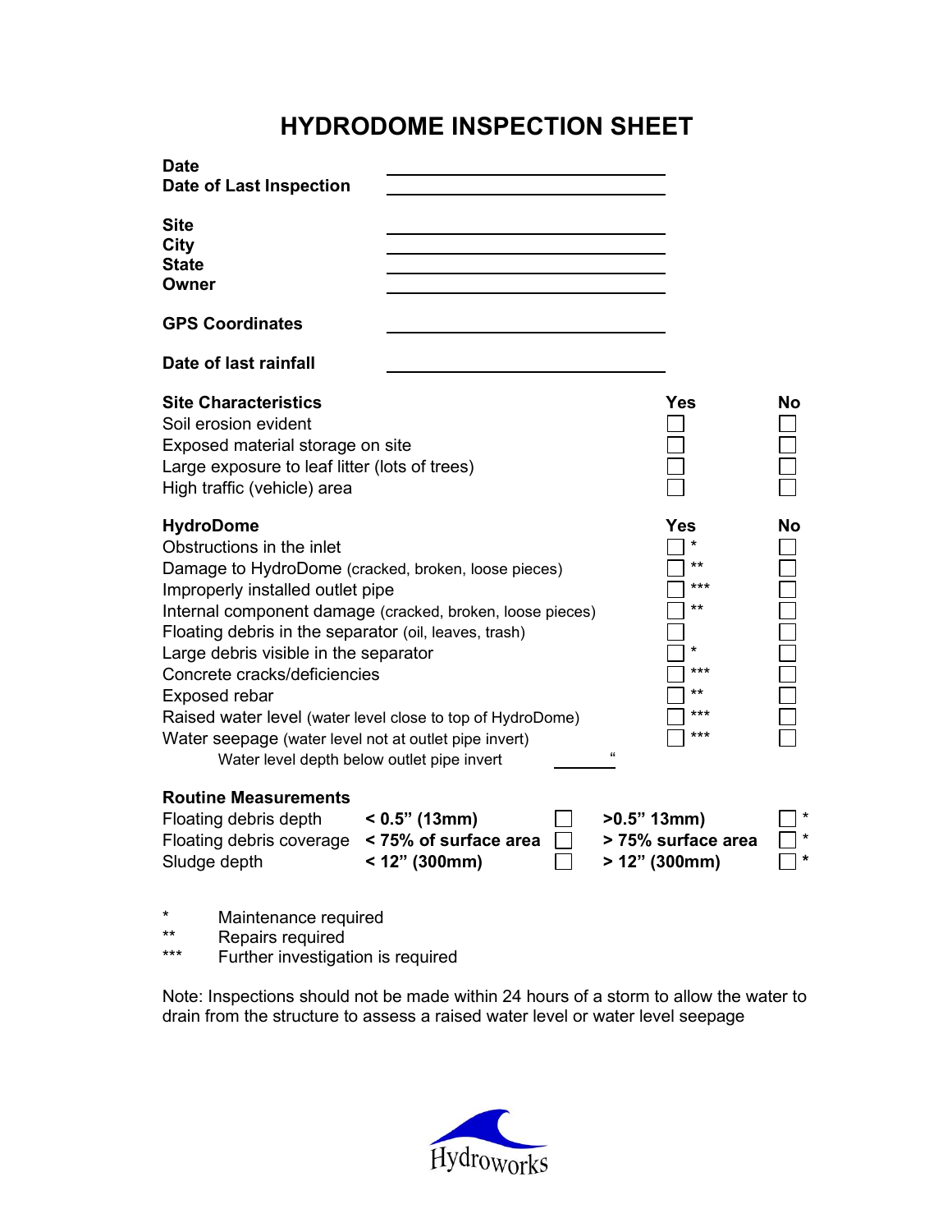# HYDRODOME INSPECTION SHEET

| | |
|---|---|
| **Date** | ______________________ |
| **Date of Last Inspection** | ______________________ |
| **Site** | ______________________ |
| **City** | ______________________ |
| **State** | ______________________ |
| **Owner** | ______________________ |
| **GPS Coordinates** | ______________________ |
| **Date of last rainfall** | ______________________ |

| **Site Characteristics** | **Yes** | **No** |
|---|---|---|
| Soil erosion evident | ☐ | ☐ |
| Exposed material storage on site | ☐ | ☐ |
| Large exposure to leaf litter (lots of trees) | ☐ | ☐ |
| High traffic (vehicle) area | ☐ | ☐ |

| **HydroDome** | **Yes** | **No** |
|---|---|---|
| Obstructions in the inlet | ☐ * | ☐ |
| Damage to HydroDome (cracked, broken, loose pieces) | ☐ ** | ☐ |
| Improperly installed outlet pipe | ☐ *** | ☐ |
| Internal component damage (cracked, broken, loose pieces) | ☐ ** | ☐ |
| Floating debris in the separator (oil, leaves, trash) | ☐ | ☐ |
| Large debris visible in the separator | ☐ * | ☐ |
| Concrete cracks/deficiencies | ☐ *** | ☐ |
| Exposed rebar | ☐ ** | ☐ |
| Raised water level (water level close to top of HydroDome) | ☐ *** | ☐ |
| Water seepage (water level not at outlet pipe invert) | ☐ *** | ☐ |
| Water level depth below outlet pipe invert ________ " | | |

| **Routine Measurements** | | | | |
|---|---|---|---|---|
| Floating debris depth | **< 0.5" (13mm)** | ☐ | **>0.5" 13mm)** | ☐ * |
| Floating debris coverage | **< 75% of surface area** | ☐ | **> 75% surface area** | ☐ * |
| Sludge depth | **< 12" (300mm)** | ☐ | **> 12" (300mm)** | ☐ * |

\* Maintenance required
\*\* Repairs required
\*\*\* Further investigation is required

Note: Inspections should not be made within 24 hours of a storm to allow the water to drain from the structure to assess a raised water level or water level seepage

Hydroworks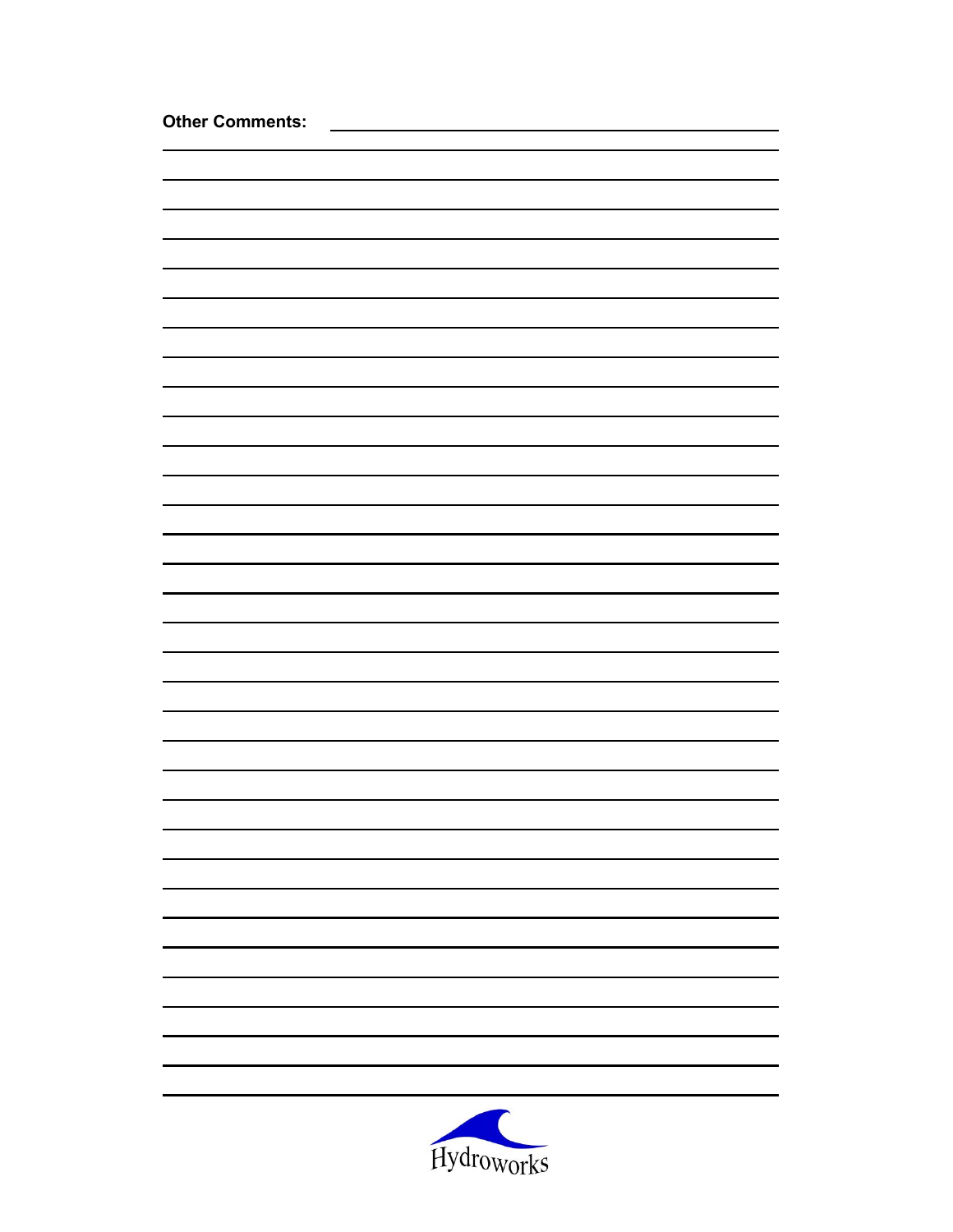**Other Comments:**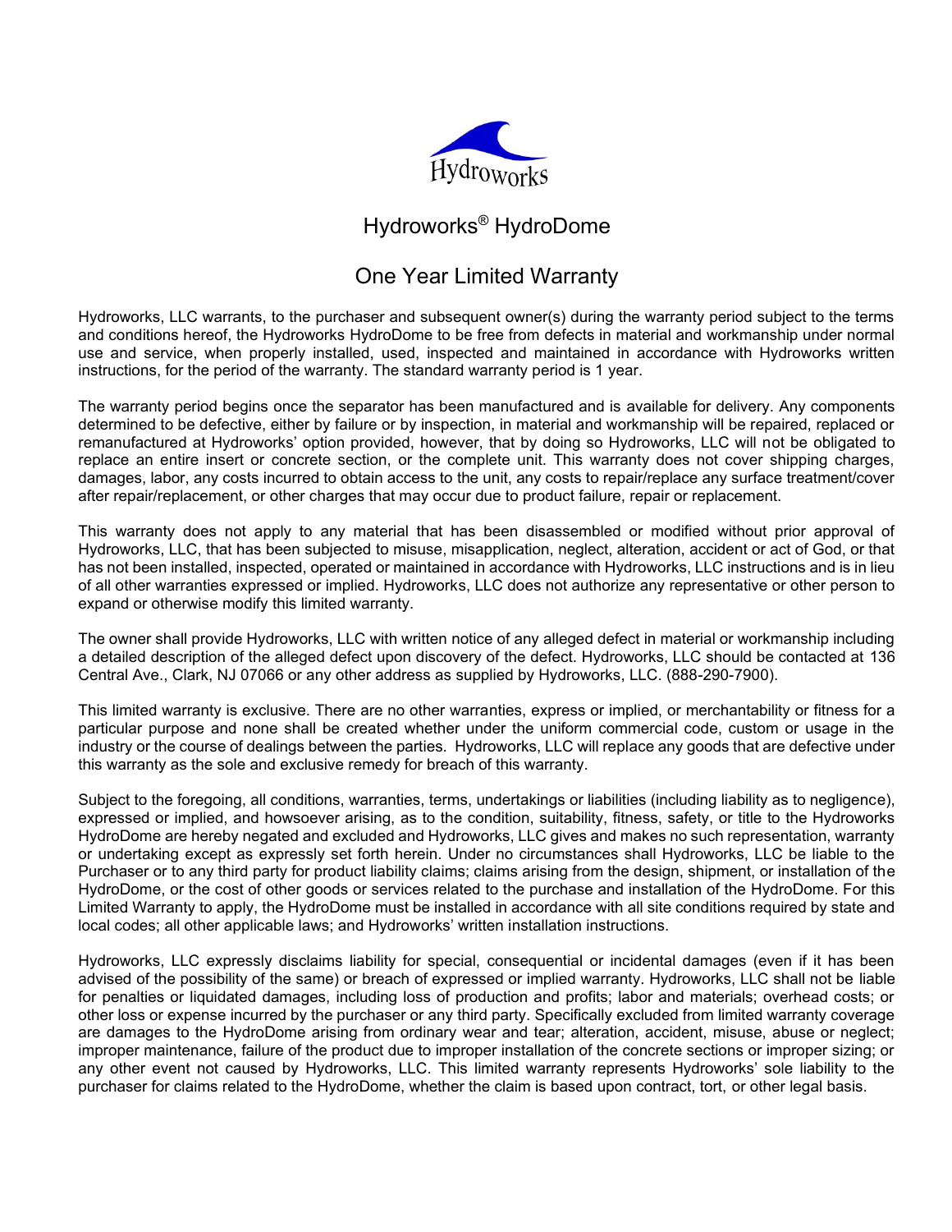Hydroworks

# Hydroworks® HydroDome

## One Year Limited Warranty

Hydroworks, LLC warrants, to the purchaser and subsequent owner(s) during the warranty period subject to the terms and conditions hereof, the Hydroworks HydroDome to be free from defects in material and workmanship under normal use and service, when properly installed, used, inspected and maintained in accordance with Hydroworks written instructions, for the period of the warranty. The standard warranty period is 1 year.

The warranty period begins once the separator has been manufactured and is available for delivery. Any components determined to be defective, either by failure or by inspection, in material and workmanship will be repaired, replaced or remanufactured at Hydroworks' option provided, however, that by doing so Hydroworks, LLC will not be obligated to replace an entire insert or concrete section, or the complete unit. This warranty does not cover shipping charges, damages, labor, any costs incurred to obtain access to the unit, any costs to repair/replace any surface treatment/cover after repair/replacement, or other charges that may occur due to product failure, repair or replacement.

This warranty does not apply to any material that has been disassembled or modified without prior approval of Hydroworks, LLC, that has been subjected to misuse, misapplication, neglect, alteration, accident or act of God, or that has not been installed, inspected, operated or maintained in accordance with Hydroworks, LLC instructions and is in lieu of all other warranties expressed or implied. Hydroworks, LLC does not authorize any representative or other person to expand or otherwise modify this limited warranty.

The owner shall provide Hydroworks, LLC with written notice of any alleged defect in material or workmanship including a detailed description of the alleged defect upon discovery of the defect. Hydroworks, LLC should be contacted at 136 Central Ave., Clark, NJ 07066 or any other address as supplied by Hydroworks, LLC. (888-290-7900).

This limited warranty is exclusive. There are no other warranties, express or implied, or merchantability or fitness for a particular purpose and none shall be created whether under the uniform commercial code, custom or usage in the industry or the course of dealings between the parties. Hydroworks, LLC will replace any goods that are defective under this warranty as the sole and exclusive remedy for breach of this warranty.

Subject to the foregoing, all conditions, warranties, terms, undertakings or liabilities (including liability as to negligence), expressed or implied, and howsoever arising, as to the condition, suitability, fitness, safety, or title to the Hydroworks HydroDome are hereby negated and excluded and Hydroworks, LLC gives and makes no such representation, warranty or undertaking except as expressly set forth herein. Under no circumstances shall Hydroworks, LLC be liable to the Purchaser or to any third party for product liability claims; claims arising from the design, shipment, or installation of the HydroDome, or the cost of other goods or services related to the purchase and installation of the HydroDome. For this Limited Warranty to apply, the HydroDome must be installed in accordance with all site conditions required by state and local codes; all other applicable laws; and Hydroworks' written installation instructions.

Hydroworks, LLC expressly disclaims liability for special, consequential or incidental damages (even if it has been advised of the possibility of the same) or breach of expressed or implied warranty. Hydroworks, LLC shall not be liable for penalties or liquidated damages, including loss of production and profits; labor and materials; overhead costs; or other loss or expense incurred by the purchaser or any third party. Specifically excluded from limited warranty coverage are damages to the HydroDome arising from ordinary wear and tear; alteration, accident, misuse, abuse or neglect; improper maintenance, failure of the product due to improper installation of the concrete sections or improper sizing; or any other event not caused by Hydroworks, LLC. This limited warranty represents Hydroworks' sole liability to the purchaser for claims related to the HydroDome, whether the claim is based upon contract, tort, or other legal basis.